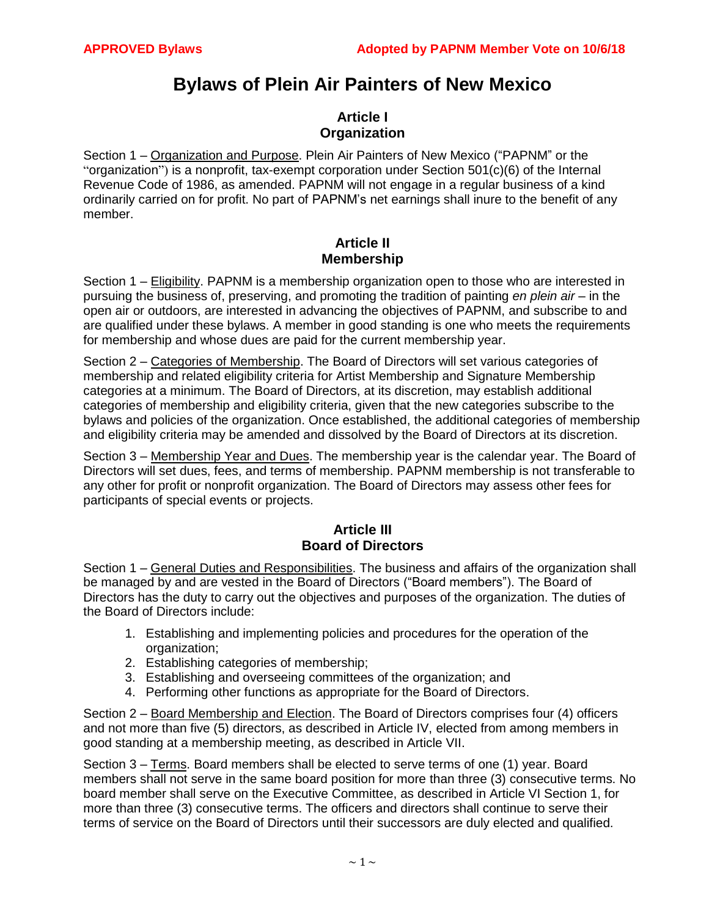**APPROVED Bylaws** **Adopted by PAPNM Member Vote on 10/6/18**

# Bylaws of Plein Air Painters of New Mexico

## Article I
## Organization

Section 1 – Organization and Purpose. Plein Air Painters of New Mexico ("PAPNM" or the "organization") is a nonprofit, tax-exempt corporation under Section 501(c)(6) of the Internal Revenue Code of 1986, as amended. PAPNM will not engage in a regular business of a kind ordinarily carried on for profit. No part of PAPNM's net earnings shall inure to the benefit of any member.

## Article II
## Membership

Section 1 – Eligibility. PAPNM is a membership organization open to those who are interested in pursuing the business of, preserving, and promoting the tradition of painting *en plein air* – in the open air or outdoors, are interested in advancing the objectives of PAPNM, and subscribe to and are qualified under these bylaws. A member in good standing is one who meets the requirements for membership and whose dues are paid for the current membership year.

Section 2 – Categories of Membership. The Board of Directors will set various categories of membership and related eligibility criteria for Artist Membership and Signature Membership categories at a minimum. The Board of Directors, at its discretion, may establish additional categories of membership and eligibility criteria, given that the new categories subscribe to the bylaws and policies of the organization. Once established, the additional categories of membership and eligibility criteria may be amended and dissolved by the Board of Directors at its discretion.

Section 3 – Membership Year and Dues. The membership year is the calendar year. The Board of Directors will set dues, fees, and terms of membership. PAPNM membership is not transferable to any other for profit or nonprofit organization. The Board of Directors may assess other fees for participants of special events or projects.

## Article III
## Board of Directors

Section 1 – General Duties and Responsibilities. The business and affairs of the organization shall be managed by and are vested in the Board of Directors ("Board members"). The Board of Directors has the duty to carry out the objectives and purposes of the organization. The duties of the Board of Directors include:

1. Establishing and implementing policies and procedures for the operation of the organization;
2. Establishing categories of membership;
3. Establishing and overseeing committees of the organization; and
4. Performing other functions as appropriate for the Board of Directors.

Section 2 – Board Membership and Election. The Board of Directors comprises four (4) officers and not more than five (5) directors, as described in Article IV, elected from among members in good standing at a membership meeting, as described in Article VII.

Section 3 – Terms. Board members shall be elected to serve terms of one (1) year. Board members shall not serve in the same board position for more than three (3) consecutive terms. No board member shall serve on the Executive Committee, as described in Article VI Section 1, for more than three (3) consecutive terms. The officers and directors shall continue to serve their terms of service on the Board of Directors until their successors are duly elected and qualified.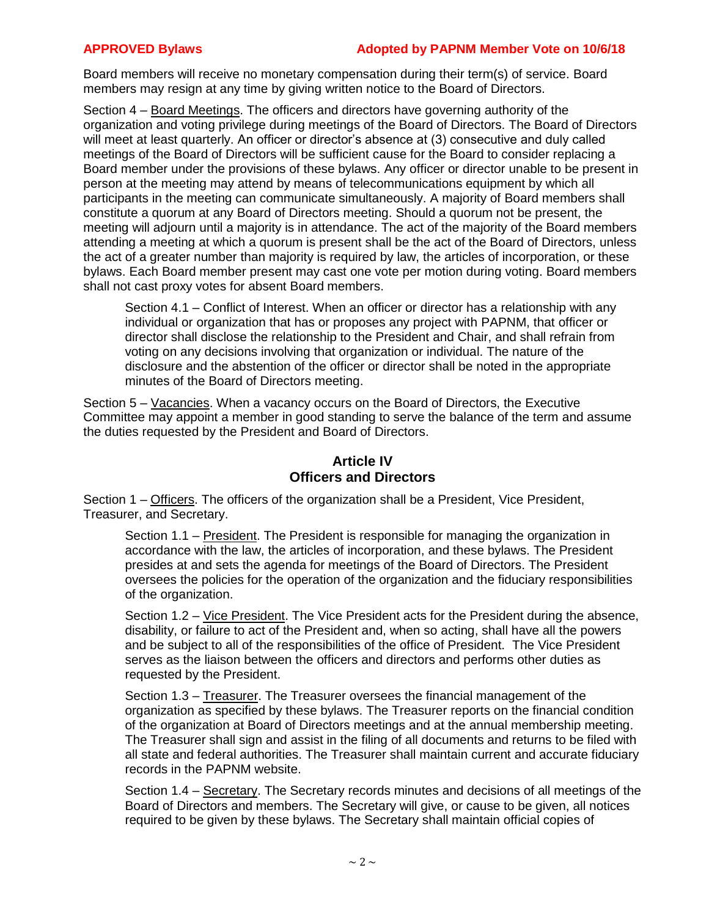Board members will receive no monetary compensation during their term(s) of service. Board members may resign at any time by giving written notice to the Board of Directors.

Section 4 – <u>Board Meetings</u>. The officers and directors have governing authority of the organization and voting privilege during meetings of the Board of Directors. The Board of Directors will meet at least quarterly. An officer or director's absence at (3) consecutive and duly called meetings of the Board of Directors will be sufficient cause for the Board to consider replacing a Board member under the provisions of these bylaws. Any officer or director unable to be present in person at the meeting may attend by means of telecommunications equipment by which all participants in the meeting can communicate simultaneously. A majority of Board members shall constitute a quorum at any Board of Directors meeting. Should a quorum not be present, the meeting will adjourn until a majority is in attendance. The act of the majority of the Board members attending a meeting at which a quorum is present shall be the act of the Board of Directors, unless the act of a greater number than majority is required by law, the articles of incorporation, or these bylaws. Each Board member present may cast one vote per motion during voting. Board members shall not cast proxy votes for absent Board members.

> Section 4.1 – Conflict of Interest. When an officer or director has a relationship with any individual or organization that has or proposes any project with PAPNM, that officer or director shall disclose the relationship to the President and Chair, and shall refrain from voting on any decisions involving that organization or individual. The nature of the disclosure and the abstention of the officer or director shall be noted in the appropriate minutes of the Board of Directors meeting.

Section 5 – <u>Vacancies</u>. When a vacancy occurs on the Board of Directors, the Executive Committee may appoint a member in good standing to serve the balance of the term and assume the duties requested by the President and Board of Directors.

## Article IV
## Officers and Directors

Section 1 – <u>Officers</u>. The officers of the organization shall be a President, Vice President, Treasurer, and Secretary.

> Section 1.1 – <u>President</u>. The President is responsible for managing the organization in accordance with the law, the articles of incorporation, and these bylaws. The President presides at and sets the agenda for meetings of the Board of Directors. The President oversees the policies for the operation of the organization and the fiduciary responsibilities of the organization.

> Section 1.2 – <u>Vice President</u>. The Vice President acts for the President during the absence, disability, or failure to act of the President and, when so acting, shall have all the powers and be subject to all of the responsibilities of the office of President. The Vice President serves as the liaison between the officers and directors and performs other duties as requested by the President.

> Section 1.3 – <u>Treasurer</u>. The Treasurer oversees the financial management of the organization as specified by these bylaws. The Treasurer reports on the financial condition of the organization at Board of Directors meetings and at the annual membership meeting. The Treasurer shall sign and assist in the filing of all documents and returns to be filed with all state and federal authorities. The Treasurer shall maintain current and accurate fiduciary records in the PAPNM website.

> Section 1.4 – <u>Secretary</u>. The Secretary records minutes and decisions of all meetings of the Board of Directors and members. The Secretary will give, or cause to be given, all notices required to be given by these bylaws. The Secretary shall maintain official copies of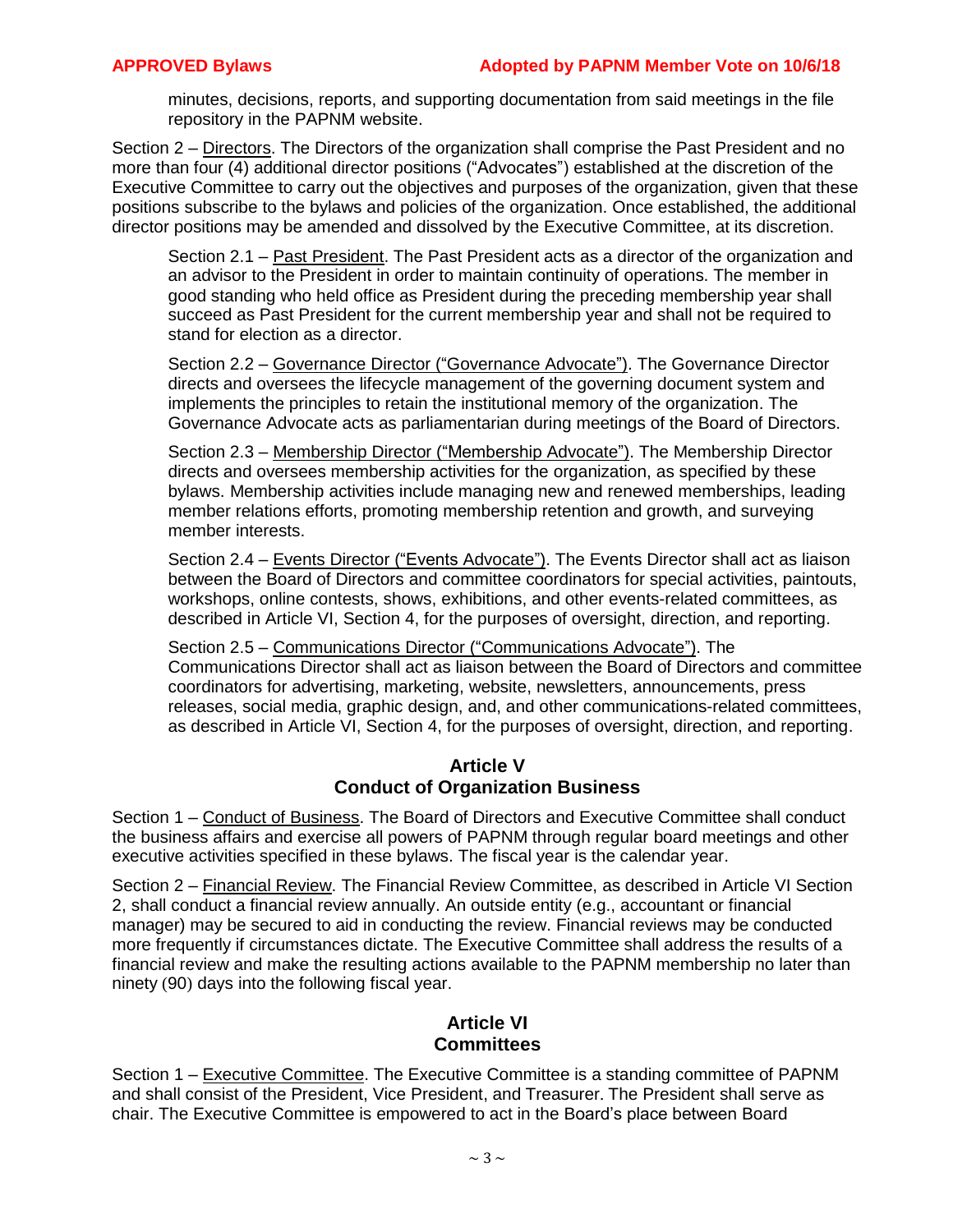minutes, decisions, reports, and supporting documentation from said meetings in the file repository in the PAPNM website.

Section 2 – Directors. The Directors of the organization shall comprise the Past President and no more than four (4) additional director positions ("Advocates") established at the discretion of the Executive Committee to carry out the objectives and purposes of the organization, given that these positions subscribe to the bylaws and policies of the organization. Once established, the additional director positions may be amended and dissolved by the Executive Committee, at its discretion.

Section 2.1 – Past President. The Past President acts as a director of the organization and an advisor to the President in order to maintain continuity of operations. The member in good standing who held office as President during the preceding membership year shall succeed as Past President for the current membership year and shall not be required to stand for election as a director.

Section 2.2 – Governance Director ("Governance Advocate"). The Governance Director directs and oversees the lifecycle management of the governing document system and implements the principles to retain the institutional memory of the organization. The Governance Advocate acts as parliamentarian during meetings of the Board of Directors.

Section 2.3 – Membership Director ("Membership Advocate"). The Membership Director directs and oversees membership activities for the organization, as specified by these bylaws. Membership activities include managing new and renewed memberships, leading member relations efforts, promoting membership retention and growth, and surveying member interests.

Section 2.4 – Events Director ("Events Advocate"). The Events Director shall act as liaison between the Board of Directors and committee coordinators for special activities, paintouts, workshops, online contests, shows, exhibitions, and other events-related committees, as described in Article VI, Section 4, for the purposes of oversight, direction, and reporting.

Section 2.5 – Communications Director ("Communications Advocate"). The Communications Director shall act as liaison between the Board of Directors and committee coordinators for advertising, marketing, website, newsletters, announcements, press releases, social media, graphic design, and, and other communications-related committees, as described in Article VI, Section 4, for the purposes of oversight, direction, and reporting.

## Article V
## Conduct of Organization Business

Section 1 – Conduct of Business. The Board of Directors and Executive Committee shall conduct the business affairs and exercise all powers of PAPNM through regular board meetings and other executive activities specified in these bylaws. The fiscal year is the calendar year.

Section 2 – Financial Review. The Financial Review Committee, as described in Article VI Section 2, shall conduct a financial review annually. An outside entity (e.g., accountant or financial manager) may be secured to aid in conducting the review. Financial reviews may be conducted more frequently if circumstances dictate. The Executive Committee shall address the results of a financial review and make the resulting actions available to the PAPNM membership no later than ninety (90) days into the following fiscal year.

## Article VI
## Committees

Section 1 – Executive Committee. The Executive Committee is a standing committee of PAPNM and shall consist of the President, Vice President, and Treasurer. The President shall serve as chair. The Executive Committee is empowered to act in the Board's place between Board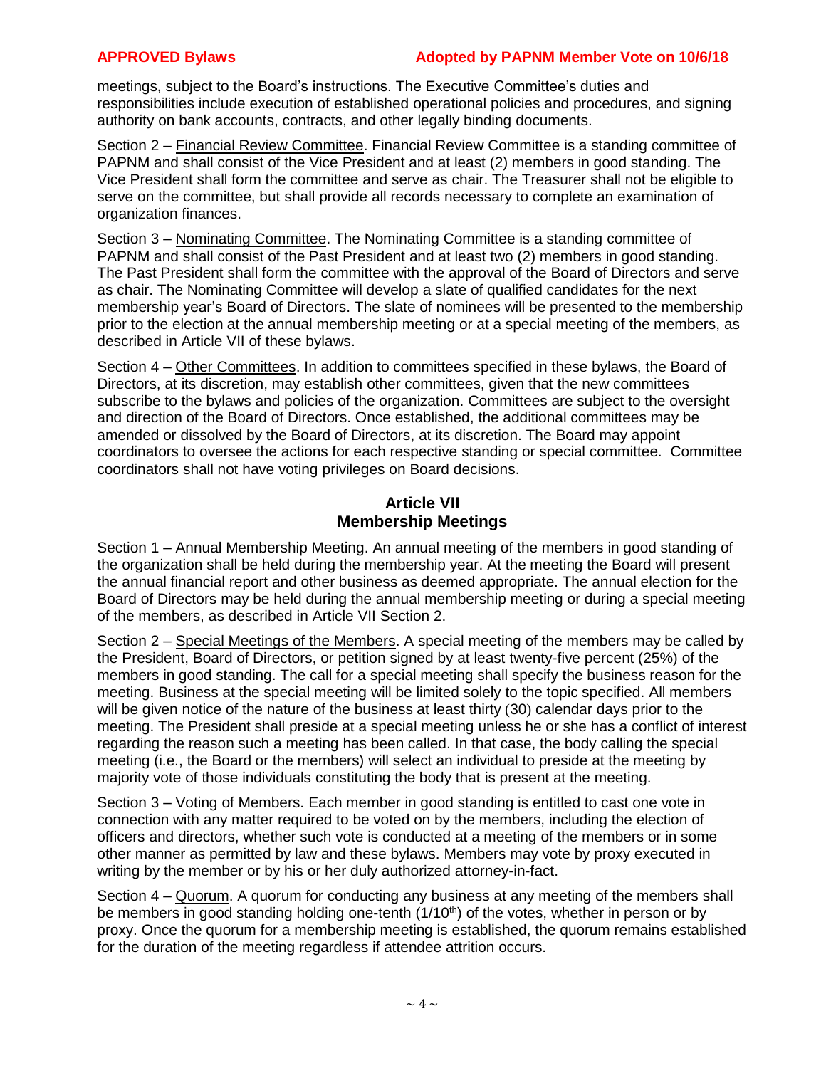meetings, subject to the Board's instructions. The Executive Committee's duties and responsibilities include execution of established operational policies and procedures, and signing authority on bank accounts, contracts, and other legally binding documents.

Section 2 – Financial Review Committee. Financial Review Committee is a standing committee of PAPNM and shall consist of the Vice President and at least (2) members in good standing. The Vice President shall form the committee and serve as chair. The Treasurer shall not be eligible to serve on the committee, but shall provide all records necessary to complete an examination of organization finances.

Section 3 – Nominating Committee. The Nominating Committee is a standing committee of PAPNM and shall consist of the Past President and at least two (2) members in good standing. The Past President shall form the committee with the approval of the Board of Directors and serve as chair. The Nominating Committee will develop a slate of qualified candidates for the next membership year's Board of Directors. The slate of nominees will be presented to the membership prior to the election at the annual membership meeting or at a special meeting of the members, as described in Article VII of these bylaws.

Section 4 – Other Committees. In addition to committees specified in these bylaws, the Board of Directors, at its discretion, may establish other committees, given that the new committees subscribe to the bylaws and policies of the organization. Committees are subject to the oversight and direction of the Board of Directors. Once established, the additional committees may be amended or dissolved by the Board of Directors, at its discretion. The Board may appoint coordinators to oversee the actions for each respective standing or special committee. Committee coordinators shall not have voting privileges on Board decisions.

## Article VII
## Membership Meetings

Section 1 – Annual Membership Meeting. An annual meeting of the members in good standing of the organization shall be held during the membership year. At the meeting the Board will present the annual financial report and other business as deemed appropriate. The annual election for the Board of Directors may be held during the annual membership meeting or during a special meeting of the members, as described in Article VII Section 2.

Section 2 – Special Meetings of the Members. A special meeting of the members may be called by the President, Board of Directors, or petition signed by at least twenty-five percent (25%) of the members in good standing. The call for a special meeting shall specify the business reason for the meeting. Business at the special meeting will be limited solely to the topic specified. All members will be given notice of the nature of the business at least thirty (30) calendar days prior to the meeting. The President shall preside at a special meeting unless he or she has a conflict of interest regarding the reason such a meeting has been called. In that case, the body calling the special meeting (i.e., the Board or the members) will select an individual to preside at the meeting by majority vote of those individuals constituting the body that is present at the meeting.

Section 3 – Voting of Members. Each member in good standing is entitled to cast one vote in connection with any matter required to be voted on by the members, including the election of officers and directors, whether such vote is conducted at a meeting of the members or in some other manner as permitted by law and these bylaws. Members may vote by proxy executed in writing by the member or by his or her duly authorized attorney-in-fact.

Section 4 – Quorum. A quorum for conducting any business at any meeting of the members shall be members in good standing holding one-tenth ($1/10^{th}$) of the votes, whether in person or by proxy. Once the quorum for a membership meeting is established, the quorum remains established for the duration of the meeting regardless if attendee attrition occurs.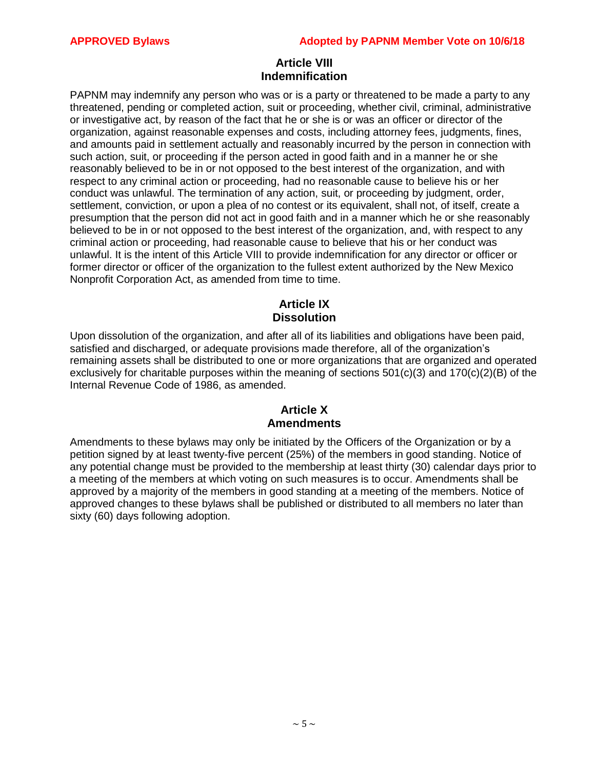## Article VIII
## Indemnification

PAPNM may indemnify any person who was or is a party or threatened to be made a party to any threatened, pending or completed action, suit or proceeding, whether civil, criminal, administrative or investigative act, by reason of the fact that he or she is or was an officer or director of the organization, against reasonable expenses and costs, including attorney fees, judgments, fines, and amounts paid in settlement actually and reasonably incurred by the person in connection with such action, suit, or proceeding if the person acted in good faith and in a manner he or she reasonably believed to be in or not opposed to the best interest of the organization, and with respect to any criminal action or proceeding, had no reasonable cause to believe his or her conduct was unlawful. The termination of any action, suit, or proceeding by judgment, order, settlement, conviction, or upon a plea of no contest or its equivalent, shall not, of itself, create a presumption that the person did not act in good faith and in a manner which he or she reasonably believed to be in or not opposed to the best interest of the organization, and, with respect to any criminal action or proceeding, had reasonable cause to believe that his or her conduct was unlawful. It is the intent of this Article VIII to provide indemnification for any director or officer or former director or officer of the organization to the fullest extent authorized by the New Mexico Nonprofit Corporation Act, as amended from time to time.

## Article IX
## Dissolution

Upon dissolution of the organization, and after all of its liabilities and obligations have been paid, satisfied and discharged, or adequate provisions made therefore, all of the organization's remaining assets shall be distributed to one or more organizations that are organized and operated exclusively for charitable purposes within the meaning of sections 501(c)(3) and 170(c)(2)(B) of the Internal Revenue Code of 1986, as amended.

## Article X
## Amendments

Amendments to these bylaws may only be initiated by the Officers of the Organization or by a petition signed by at least twenty-five percent (25%) of the members in good standing. Notice of any potential change must be provided to the membership at least thirty (30) calendar days prior to a meeting of the members at which voting on such measures is to occur. Amendments shall be approved by a majority of the members in good standing at a meeting of the members. Notice of approved changes to these bylaws shall be published or distributed to all members no later than sixty (60) days following adoption.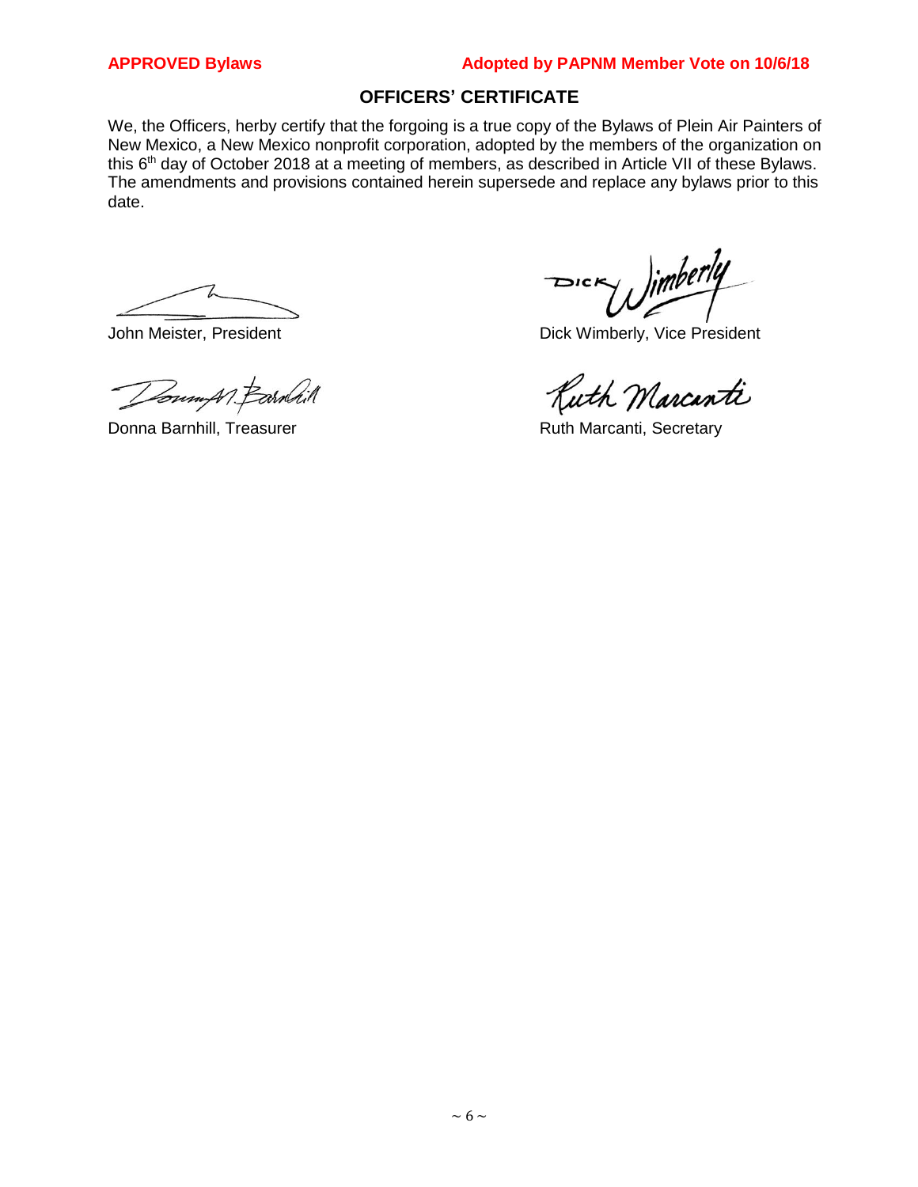## OFFICERS' CERTIFICATE

We, the Officers, herby certify that the forgoing is a true copy of the Bylaws of Plein Air Painters of New Mexico, a New Mexico nonprofit corporation, adopted by the members of the organization on this 6th day of October 2018 at a meeting of members, as described in Article VII of these Bylaws. The amendments and provisions contained herein supersede and replace any bylaws prior to this date.

John Meister, President

Dick Wimberly, Vice President

Donna Barnhill, Treasurer

Ruth Marcanti, Secretary